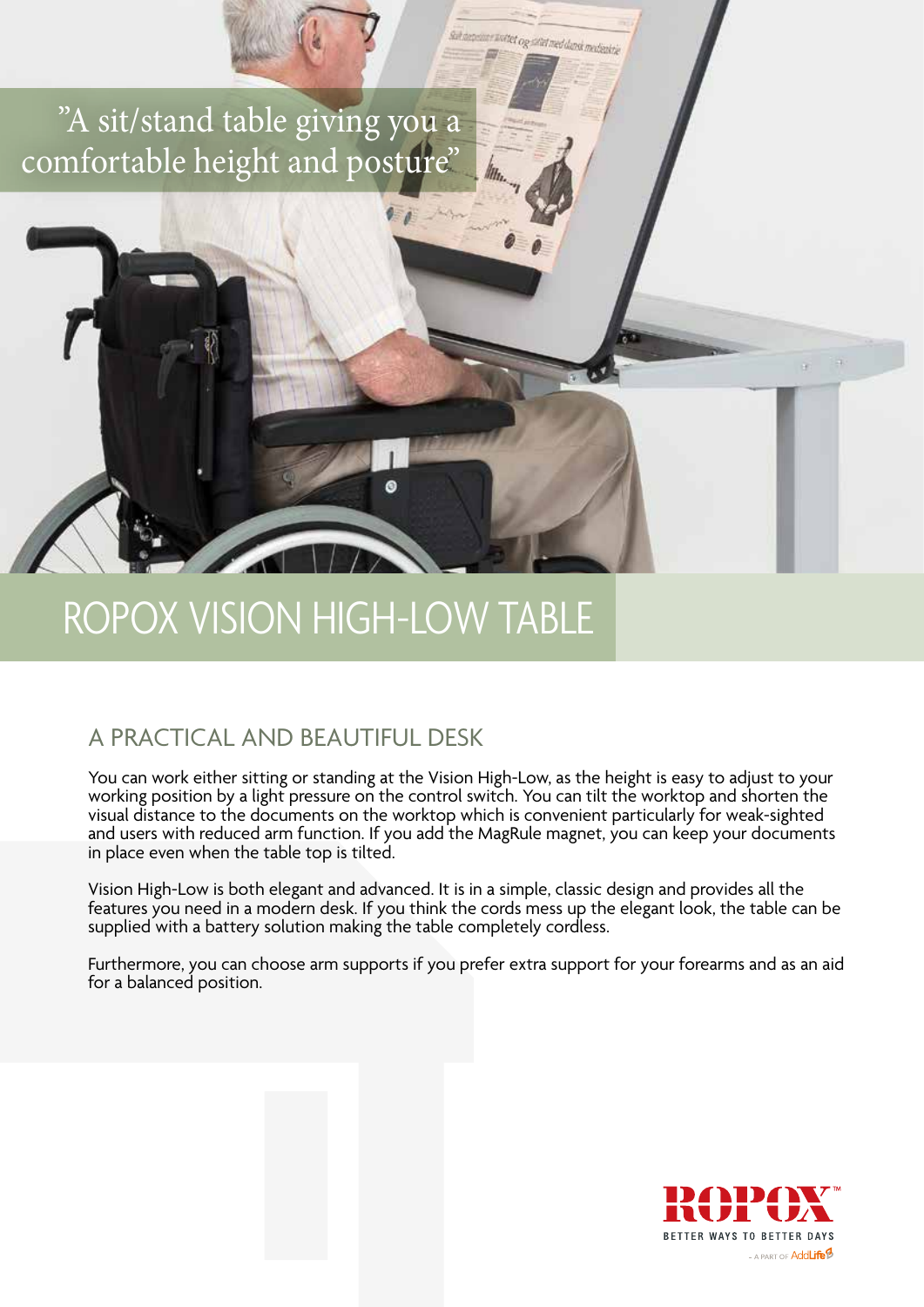"A sit/stand table giving you a comfortable height and posture"

# ROPOX VISION HIGH-LOW TABLE

## A PRACTICAL AND BEAUTIFUL DESK

You can work either sitting or standing at the Vision High-Low, as the height is easy to adjust to your working position by a light pressure on the control switch. You can tilt the worktop and shorten the visual distance to the documents on the worktop which is convenient particularly for weak-sighted and users with reduced arm function. If you add the MagRule magnet, you can keep your documents in place even when the table top is tilted.

Vision High-Low is both elegant and advanced. It is in a simple, classic design and provides all the features you need in a modern desk. If you think the cords mess up the elegant look, the table can be supplied with a battery solution making the table completely cordless.

Furthermore, you can choose arm supports if you prefer extra support for your forearms and as an aid for a balanced position.

ROPOX™
BETTER WAYS TO BETTER DAYS
- A PART OF AddLife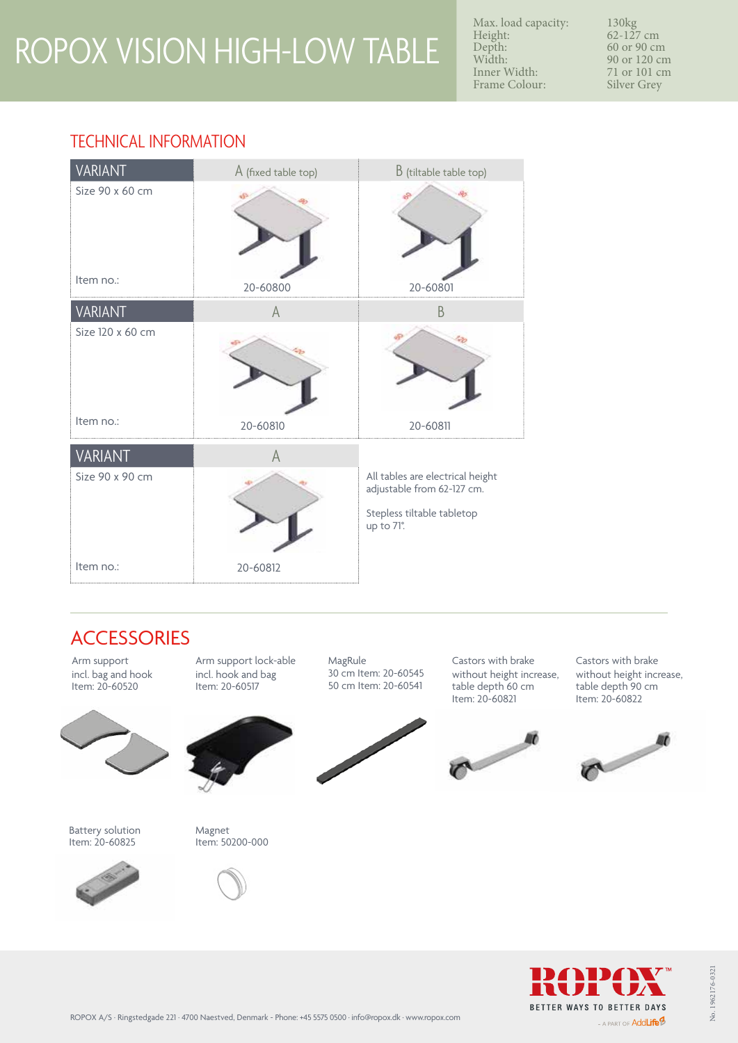# ROPOX VISION HIGH-LOW TABLE

| | |
|---|---|
| Max. load capacity: | 130kg |
| Height: | 62-127 cm |
| Depth: | 60 or 90 cm |
| Width: | 90 or 120 cm |
| Inner Width: | 71 or 101 cm |
| Frame Colour: | Silver Grey |

## TECHNICAL INFORMATION

| VARIANT | A (fixed table top) | B (tiltable table top) |
|---|---|---|
| Size 90 x 60 cm | | |
| Item no.: | 20-60800 | 20-60801 |

| VARIANT | A | B |
|---|---|---|
| Size 120 x 60 cm | | |
| Item no.: | 20-60810 | 20-60811 |

| VARIANT | A |
|---|---|
| Size 90 x 90 cm | |
| Item no.: | 20-60812 |

All tables are electrical height adjustable from 62-127 cm.

Stepless tiltable tabletop up to 71°.

## ACCESSORIES

Arm support
incl. bag and hook
Item: 20-60520

Arm support lock-able
incl. hook and bag
Item: 20-60517

MagRule
30 cm Item: 20-60545
50 cm Item: 20-60541

Castors with brake
without height increase,
table depth 60 cm
Item: 20-60821

Castors with brake
without height increase,
table depth 90 cm
Item: 20-60822

Battery solution
Item: 20-60825

Magnet
Item: 50200-000

ROPOX A/S · Ringstedgade 221 · 4700 Naestved, Denmark - Phone: +45 5575 0500 · info@ropox.dk · www.ropox.com

ROPOX™
BETTER WAYS TO BETTER DAYS
- A PART OF AddLife

No. 1962176-0321